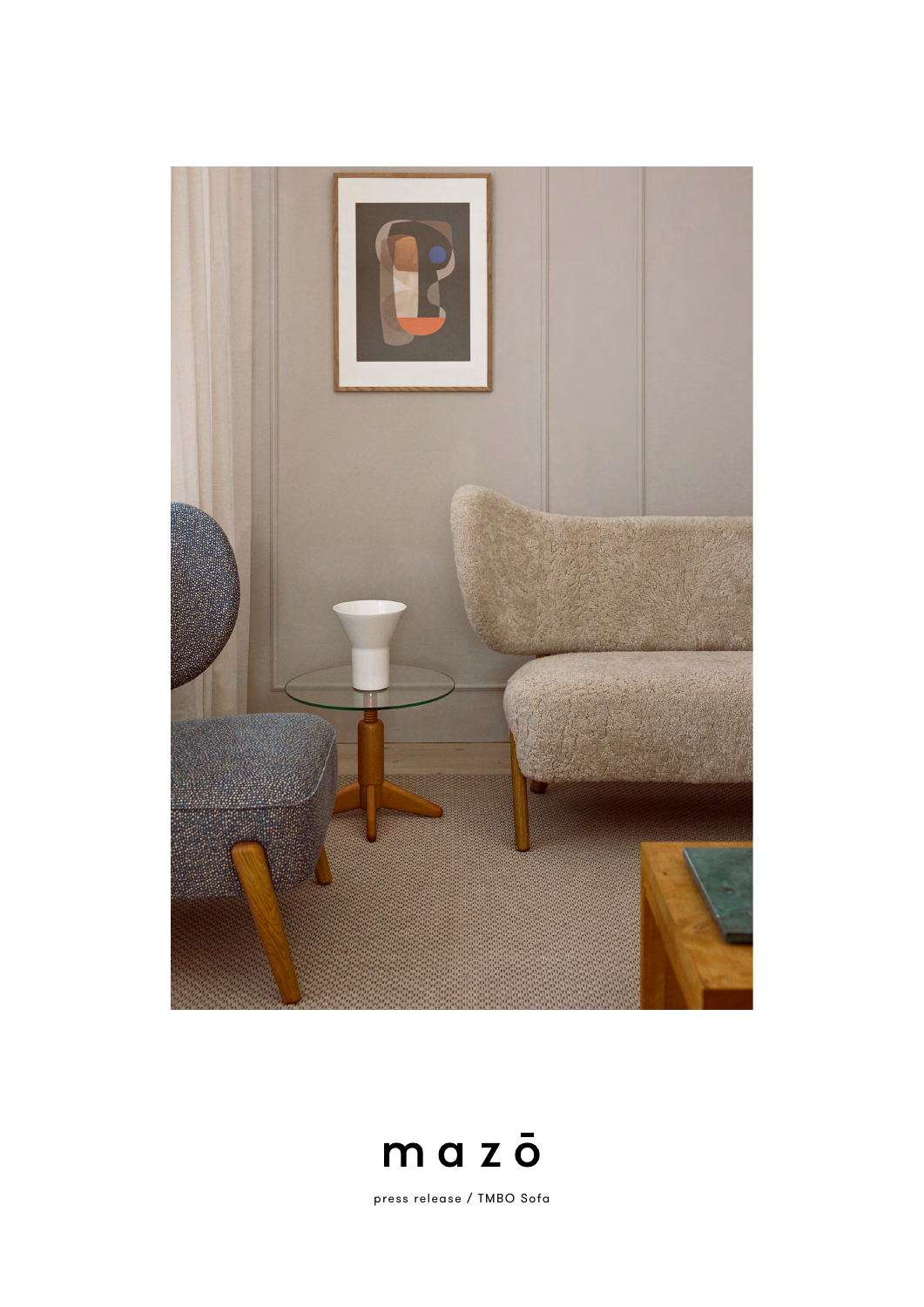# mazō

press release / TMBO Sofa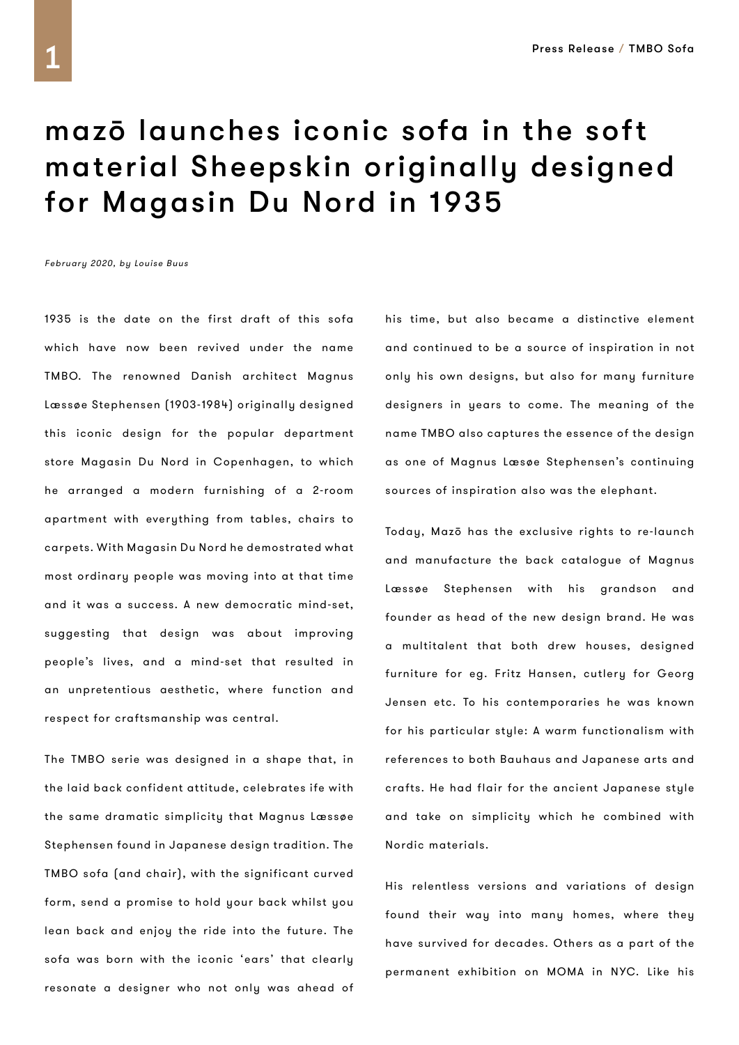# mazō launches iconic sofa in the soft material Sheepskin originally designed for Magasin Du Nord in 1935

*February 2020, by Louise Buus*

1935 is the date on the first draft of this sofa which have now been revived under the name TMBO. The renowned Danish architect Magnus Læssøe Stephensen (1903-1984) originally designed this iconic design for the popular department store Magasin Du Nord in Copenhagen, to which he arranged a modern furnishing of a 2-room apartment with everything from tables, chairs to carpets. With Magasin Du Nord he demostrated what most ordinary people was moving into at that time and it was a success. A new democratic mind-set, suggesting that design was about improving people's lives, and a mind-set that resulted in an unpretentious aesthetic, where function and respect for craftsmanship was central.

The TMBO serie was designed in a shape that, in the laid back confident attitude, celebrates ife with the same dramatic simplicity that Magnus Læssøe Stephensen found in Japanese design tradition. The TMBO sofa (and chair), with the significant curved form, send a promise to hold your back whilst you lean back and enjoy the ride into the future. The sofa was born with the iconic 'ears' that clearly resonate a designer who not only was ahead of his time, but also became a distinctive element and continued to be a source of inspiration in not only his own designs, but also for many furniture designers in years to come. The meaning of the name TMBO also captures the essence of the design as one of Magnus Læsøe Stephensen's continuing sources of inspiration also was the elephant.

Today, Mazō has the exclusive rights to re-launch and manufacture the back catalogue of Magnus Læssøe Stephensen with his grandson and founder as head of the new design brand. He was a multitalent that both drew houses, designed furniture for eg. Fritz Hansen, cutlery for Georg Jensen etc. To his contemporaries he was known for his particular style: A warm functionalism with references to both Bauhaus and Japanese arts and crafts. He had flair for the ancient Japanese style and take on simplicity which he combined with Nordic materials.

His relentless versions and variations of design found their way into many homes, where they have survived for decades. Others as a part of the permanent exhibition on MOMA in NYC. Like his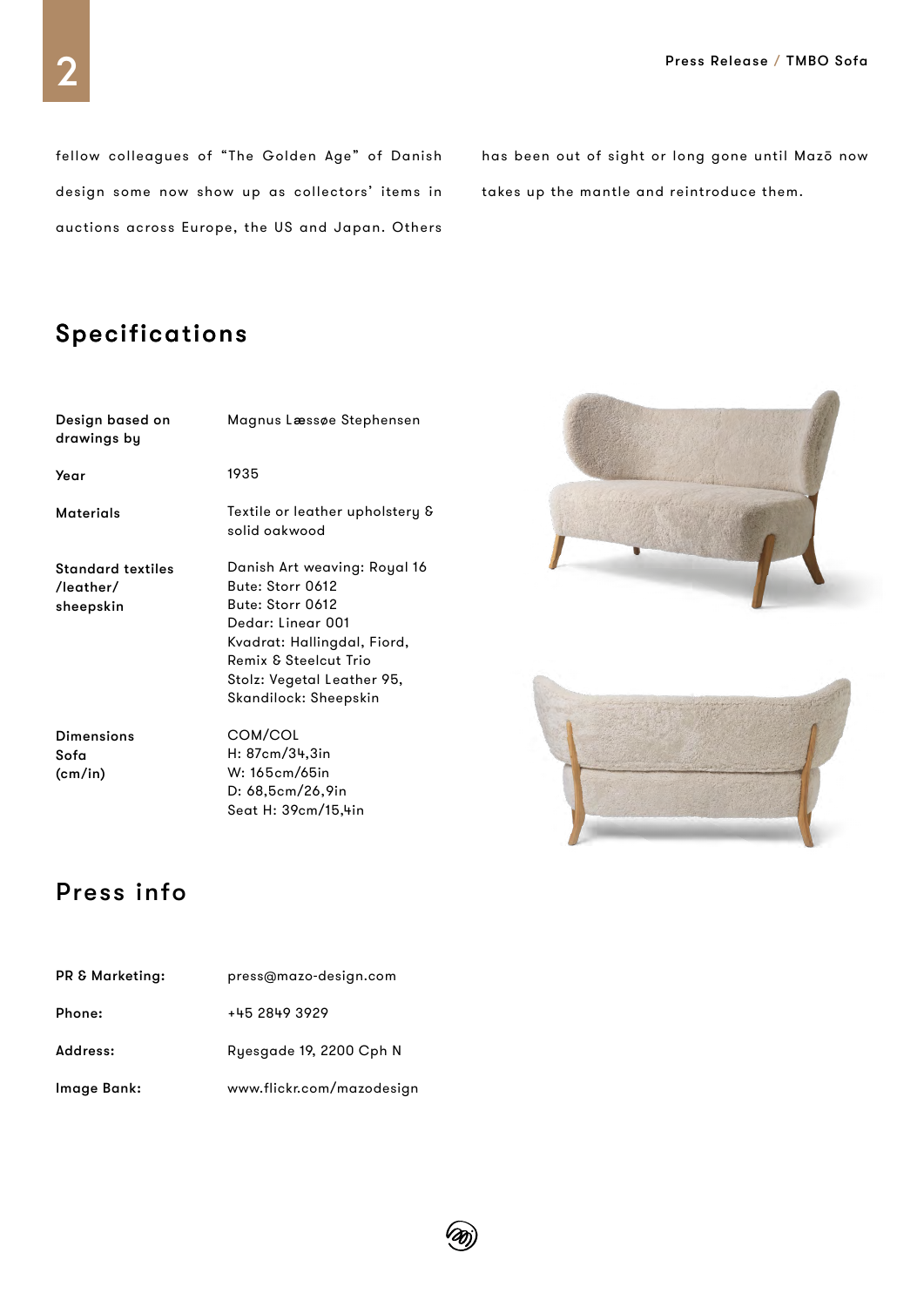fellow colleagues of "The Golden Age" of Danish design some now show up as collectors' items in auctions across Europe, the US and Japan. Others has been out of sight or long gone until Mazō now takes up the mantle and reintroduce them.

## Specifications

| | |
|---|---|
| **Design based on drawings by** | Magnus Læssøe Stephensen |
| **Year** | 1935 |
| **Materials** | Textile or leather upholstery & solid oakwood |
| **Standard textiles /leather/ sheepskin** | Danish Art weaving: Royal 16<br>Bute: Storr 0612<br>Bute: Storr 0612<br>Dedar: Linear 001<br>Kvadrat: Hallingdal, Fiord, Remix & Steelcut Trio<br>Stolz: Vegetal Leather 95,<br>Skandilock: Sheepskin |
| **Dimensions Sofa (cm/in)** | COM/COL<br>H: 87cm/34,3in<br>W: 165cm/65in<br>D: 68,5cm/26,9in<br>Seat H: 39cm/15,4in |

## Press info

| | |
|---|---|
| **PR & Marketing:** | press@mazo-design.com |
| **Phone:** | +45 2849 3929 |
| **Address:** | Ryesgade 19, 2200 Cph N |
| **Image Bank:** | www.flickr.com/mazodesign |